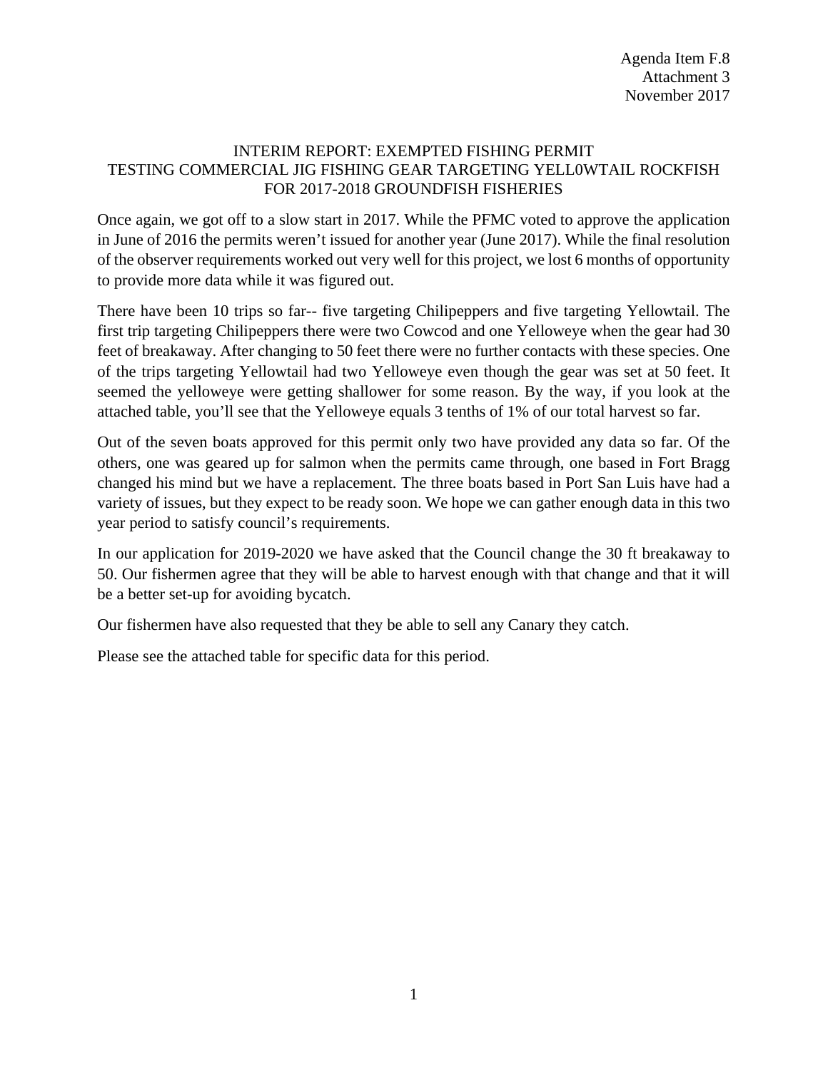Agenda Item F.8
Attachment 3
November 2017

# INTERIM REPORT: EXEMPTED FISHING PERMIT TESTING COMMERCIAL JIG FISHING GEAR TARGETING YELL0WTAIL ROCKFISH FOR 2017-2018 GROUNDFISH FISHERIES

Once again, we got off to a slow start in 2017. While the PFMC voted to approve the application in June of 2016 the permits weren't issued for another year (June 2017). While the final resolution of the observer requirements worked out very well for this project, we lost 6 months of opportunity to provide more data while it was figured out.

There have been 10 trips so far-- five targeting Chilipeppers and five targeting Yellowtail. The first trip targeting Chilipeppers there were two Cowcod and one Yelloweye when the gear had 30 feet of breakaway. After changing to 50 feet there were no further contacts with these species. One of the trips targeting Yellowtail had two Yelloweye even though the gear was set at 50 feet. It seemed the yelloweye were getting shallower for some reason. By the way, if you look at the attached table, you'll see that the Yelloweye equals 3 tenths of 1% of our total harvest so far.

Out of the seven boats approved for this permit only two have provided any data so far. Of the others, one was geared up for salmon when the permits came through, one based in Fort Bragg changed his mind but we have a replacement. The three boats based in Port San Luis have had a variety of issues, but they expect to be ready soon. We hope we can gather enough data in this two year period to satisfy council's requirements.

In our application for 2019-2020 we have asked that the Council change the 30 ft breakaway to 50. Our fishermen agree that they will be able to harvest enough with that change and that it will be a better set-up for avoiding bycatch.

Our fishermen have also requested that they be able to sell any Canary they catch.

Please see the attached table for specific data for this period.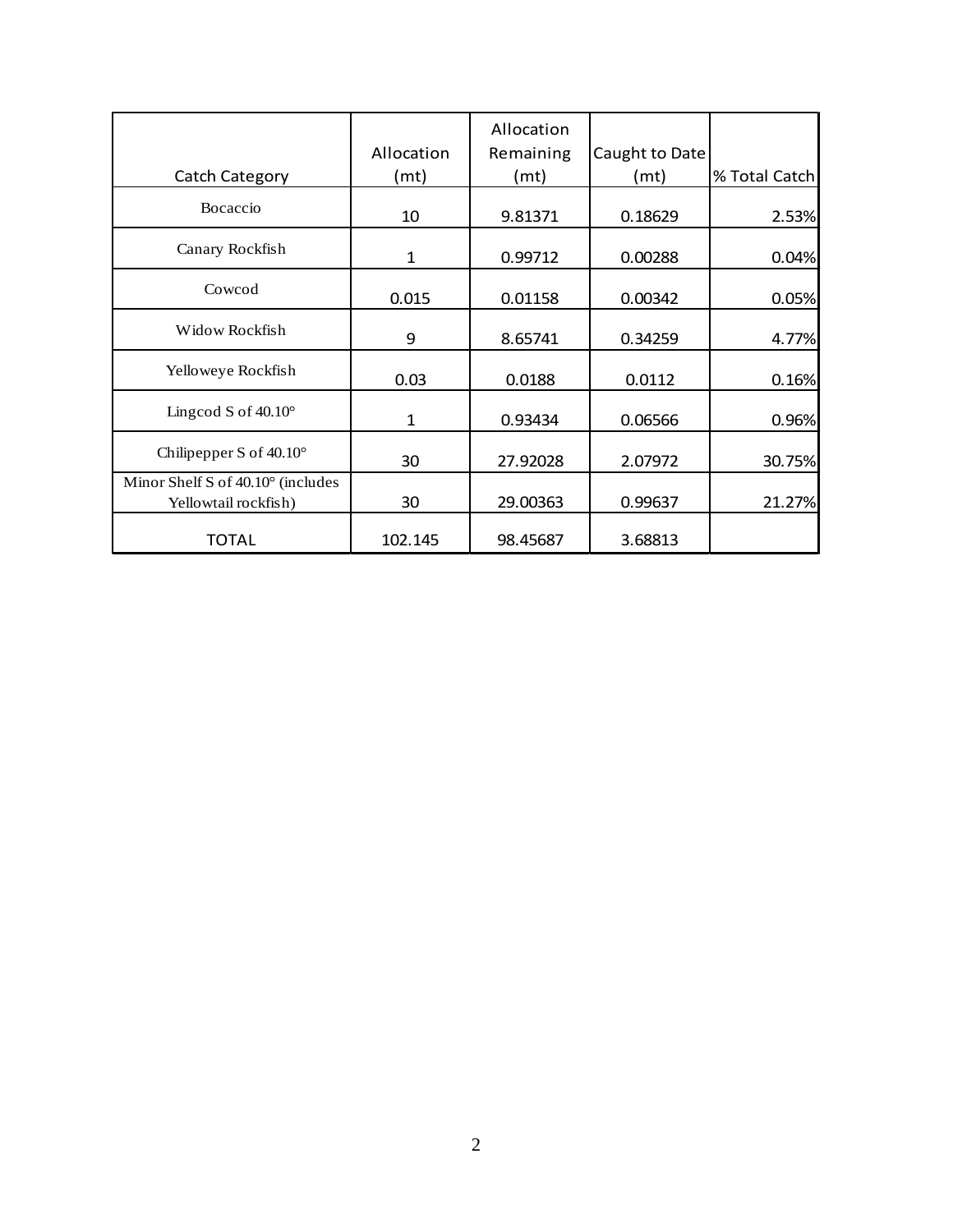| Catch Category | Allocation (mt) | Allocation Remaining (mt) | Caught to Date (mt) | % Total Catch |
|---|---|---|---|---|
| Bocaccio | 10 | 9.81371 | 0.18629 | 2.53% |
| Canary Rockfish | 1 | 0.99712 | 0.00288 | 0.04% |
| Cowcod | 0.015 | 0.01158 | 0.00342 | 0.05% |
| Widow Rockfish | 9 | 8.65741 | 0.34259 | 4.77% |
| Yelloweye Rockfish | 0.03 | 0.0188 | 0.0112 | 0.16% |
| Lingcod S of 40.10° | 1 | 0.93434 | 0.06566 | 0.96% |
| Chilipepper S of 40.10° | 30 | 27.92028 | 2.07972 | 30.75% |
| Minor Shelf S of 40.10° (includes Yellowtail rockfish) | 30 | 29.00363 | 0.99637 | 21.27% |
| TOTAL | 102.145 | 98.45687 | 3.68813 | |